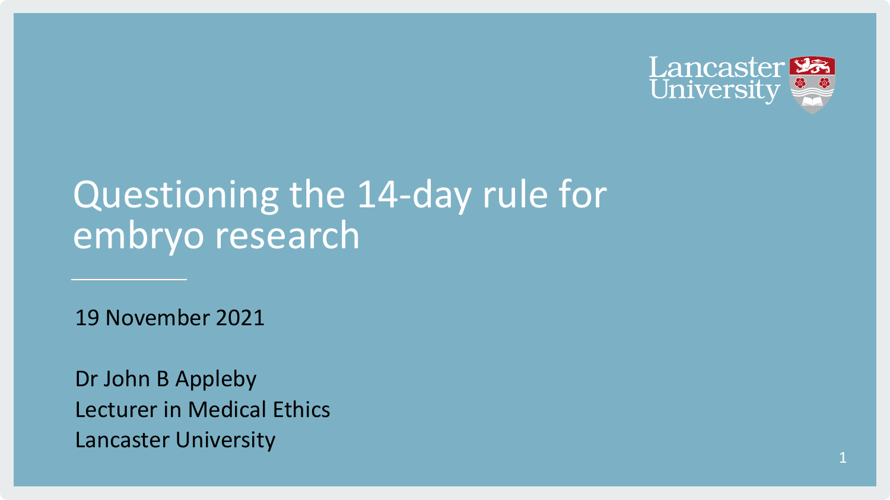# Questioning the 14-day rule for embryo research

19 November 2021

Dr John B Appleby
Lecturer in Medical Ethics
Lancaster University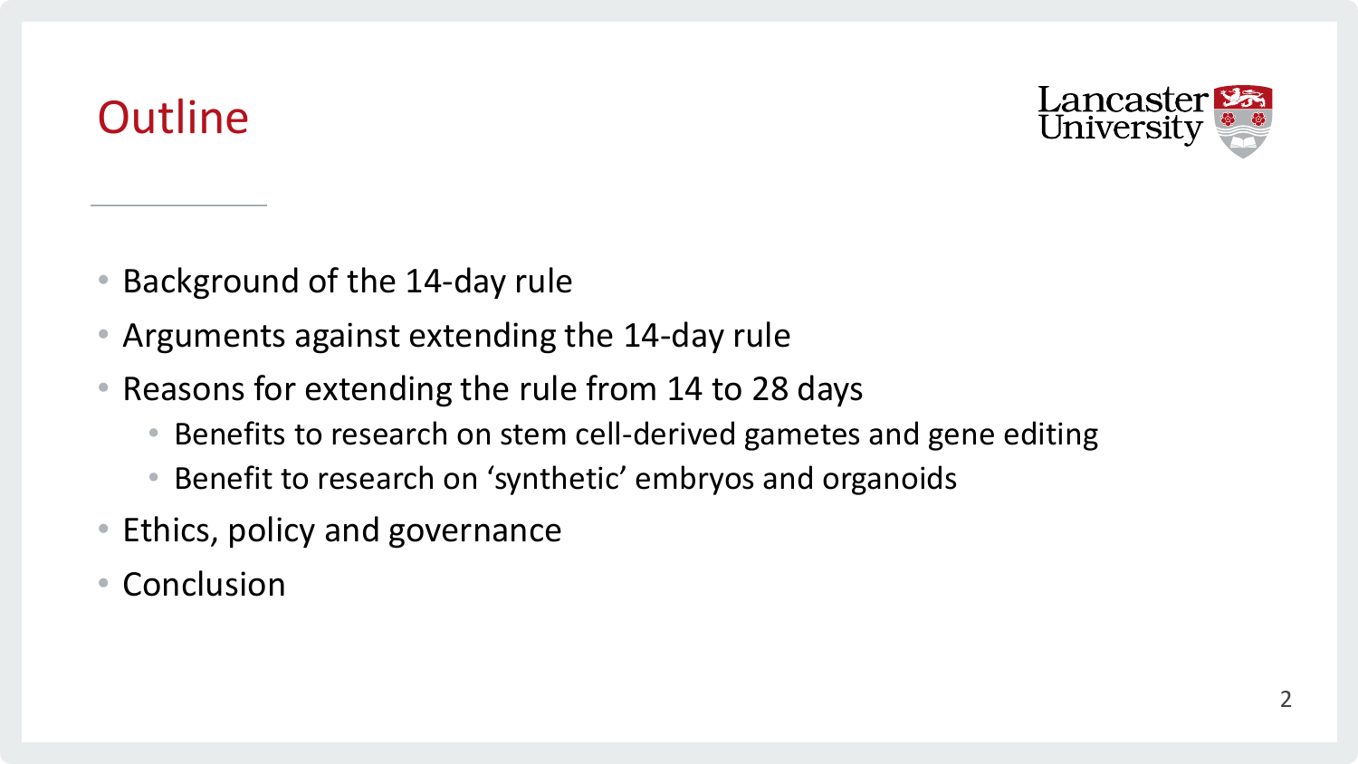# Outline

- Background of the 14-day rule
- Arguments against extending the 14-day rule
- Reasons for extending the rule from 14 to 28 days
  - Benefits to research on stem cell-derived gametes and gene editing
  - Benefit to research on 'synthetic' embryos and organoids
- Ethics, policy and governance
- Conclusion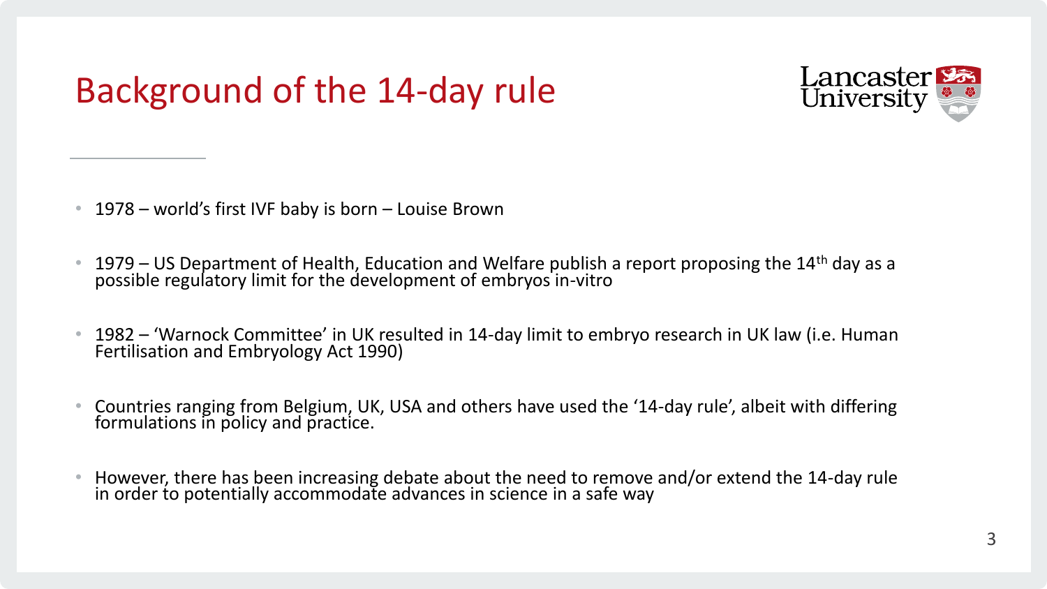# Background of the 14-day rule

- 1978 – world's first IVF baby is born – Louise Brown
- 1979 – US Department of Health, Education and Welfare publish a report proposing the 14th day as a possible regulatory limit for the development of embryos in-vitro
- 1982 – 'Warnock Committee' in UK resulted in 14-day limit to embryo research in UK law (i.e. Human Fertilisation and Embryology Act 1990)
- Countries ranging from Belgium, UK, USA and others have used the '14-day rule', albeit with differing formulations in policy and practice.
- However, there has been increasing debate about the need to remove and/or extend the 14-day rule in order to potentially accommodate advances in science in a safe way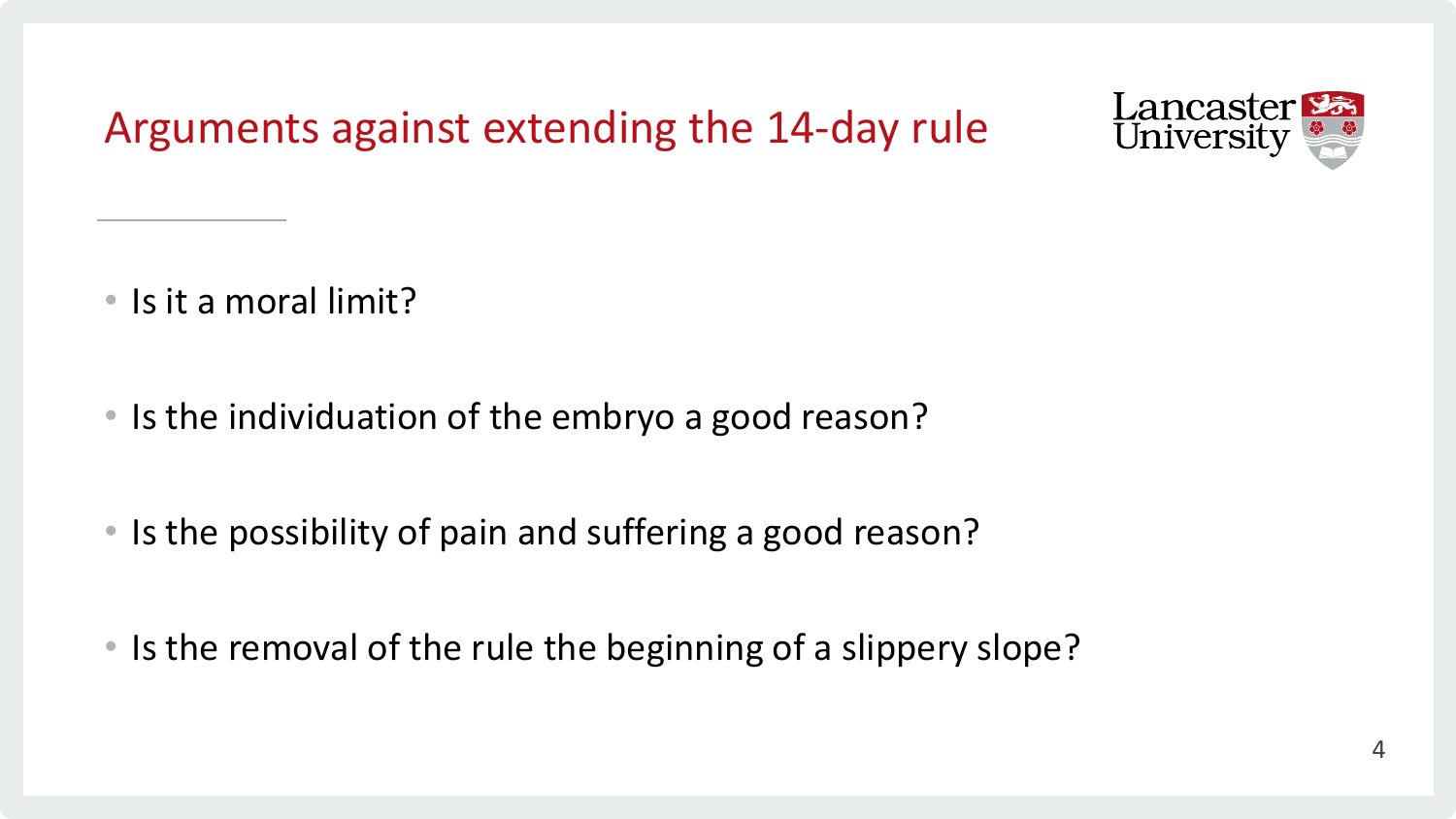# Arguments against extending the 14-day rule

- Is it a moral limit?
- Is the individuation of the embryo a good reason?
- Is the possibility of pain and suffering a good reason?
- Is the removal of the rule the beginning of a slippery slope?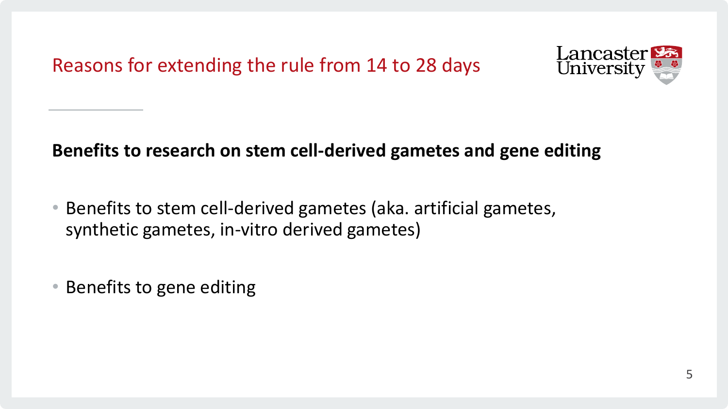# Reasons for extending the rule from 14 to 28 days

**Benefits to research on stem cell-derived gametes and gene editing**

- Benefits to stem cell-derived gametes (aka. artificial gametes, synthetic gametes, in-vitro derived gametes)
- Benefits to gene editing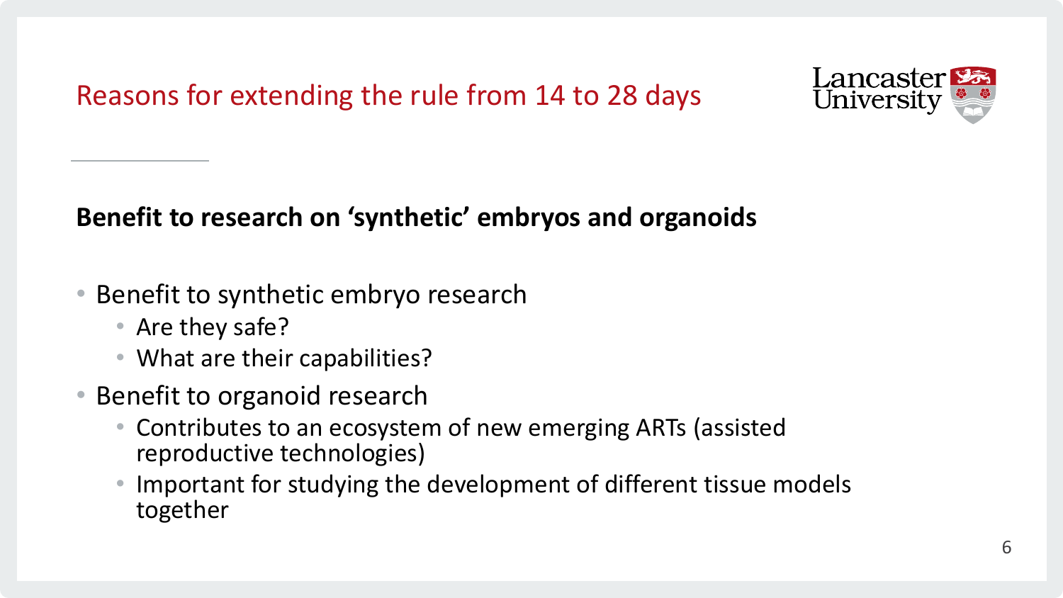# Reasons for extending the rule from 14 to 28 days

**Benefit to research on 'synthetic' embryos and organoids**

- Benefit to synthetic embryo research
  - Are they safe?
  - What are their capabilities?
- Benefit to organoid research
  - Contributes to an ecosystem of new emerging ARTs (assisted reproductive technologies)
  - Important for studying the development of different tissue models together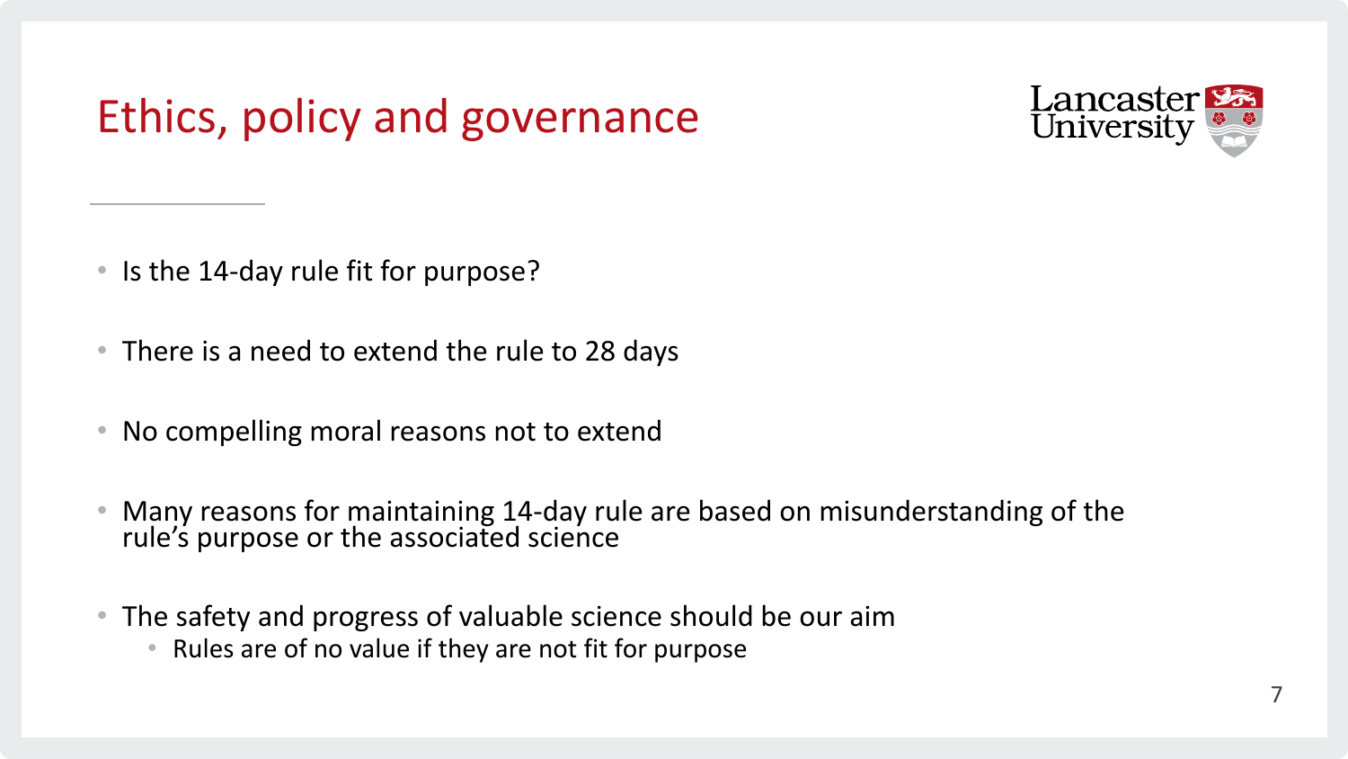# Ethics, policy and governance

- Is the 14-day rule fit for purpose?
- There is a need to extend the rule to 28 days
- No compelling moral reasons not to extend
- Many reasons for maintaining 14-day rule are based on misunderstanding of the rule's purpose or the associated science
- The safety and progress of valuable science should be our aim
  - Rules are of no value if they are not fit for purpose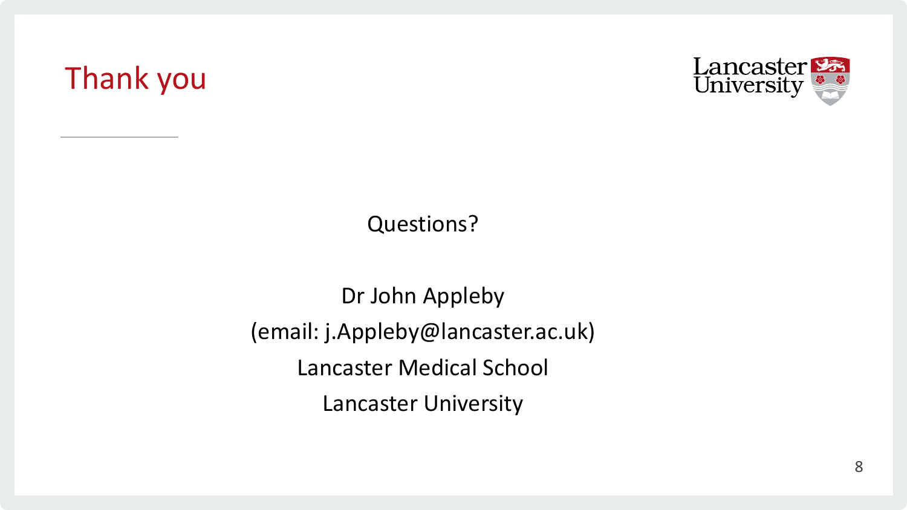# Thank you

Questions?

Dr John Appleby

(email: j.Appleby@lancaster.ac.uk)

Lancaster Medical School

Lancaster University